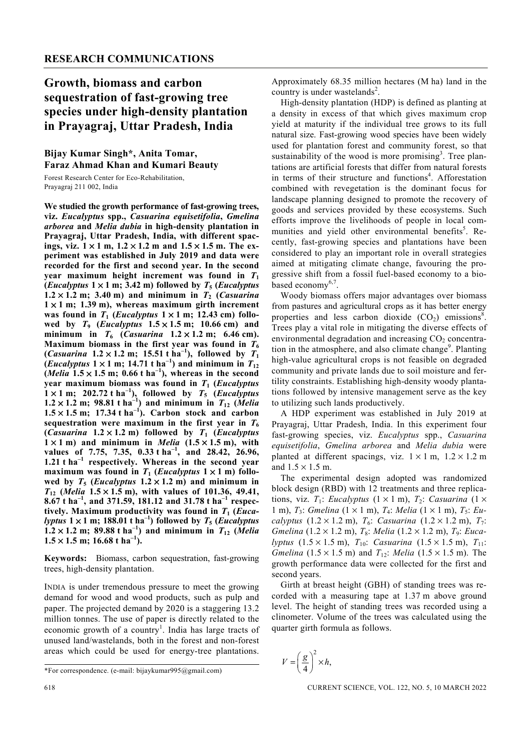## RESEARCH COMMUNICATIONS

# Growth, biomass and carbon sequestration of fast-growing tree species under high-density plantation in Prayagraj, Uttar Pradesh, India

**Bijay Kumar Singh*, Anita Tomar, Faraz Ahmad Khan and Kumari Beauty**

Forest Research Center for Eco-Rehabilitation, Prayagraj 211 002, India

**We studied the growth performance of fast-growing trees, viz. *Eucalyptus* spp., *Casuarina equisetifolia*, *Gmelina arborea* and *Melia dubia* in high-density plantation in Prayagraj, Uttar Pradesh, India, with different spacings, viz. 1 × 1 m, 1.2 × 1.2 m and 1.5 × 1.5 m. The experiment was established in July 2019 and data were recorded for the first and second year. In the second year maximum height increment was found in $T_1$ (*Eucalyptus* 1 × 1 m; 3.42 m) followed by $T_5$ (*Eucalyptus* 1.2 × 1.2 m; 3.40 m) and minimum in $T_2$ (*Casuarina* 1 × 1 m; 1.39 m), whereas maximum girth increment was found in $T_1$ (*Eucalyptus* 1 × 1 m; 12.43 cm) followed by $T_9$ (*Eucalyptus* 1.5 × 1.5 m; 10.66 cm) and minimum in $T_6$ (*Casuarina* 1.2 × 1.2 m; 6.46 cm). Maximum biomass in the first year was found in $T_6$ (*Casuarina* 1.2 × 1.2 m; 15.51 t ha$^{-1}$), followed by $T_1$ (*Eucalyptus* 1 × 1 m; 14.71 t ha$^{-1}$) and minimum in $T_{12}$ (*Melia* 1.5 × 1.5 m; 0.66 t ha$^{-1}$), whereas in the second year maximum biomass was found in $T_1$ (*Eucalyptus* 1 × 1 m; 202.72 t ha$^{-1}$), followed by $T_5$ (*Eucalyptus* 1.2 × 1.2 m; 98.81 t ha$^{-1}$) and minimum in $T_{12}$ (*Melia* 1.5 × 1.5 m; 17.34 t ha$^{-1}$). Carbon stock and carbon sequestration were maximum in the first year in $T_6$ (*Casuarina* 1.2 × 1.2 m) followed by $T_1$ (*Eucalyptus* 1 × 1 m) and minimum in *Melia* (1.5 × 1.5 m), with values of 7.75, 7.35, 0.33 t ha$^{-1}$, and 28.42, 26.96, 1.21 t ha$^{-1}$ respectively. Whereas in the second year maximum was found in $T_1$ (*Eucalyptus* 1 × 1 m) followed by $T_5$ (*Eucalyptus* 1.2 × 1.2 m) and minimum in $T_{12}$ (*Melia* 1.5 × 1.5 m), with values of 101.36, 49.41, 8.67 t ha$^{-1}$, and 371.59, 181.12 and 31.78 t ha$^{-1}$ respectively. Maximum productivity was found in $T_1$ (*Eucalyptus* 1 × 1 m; 188.01 t ha$^{-1}$) followed by $T_5$ (*Eucalyptus* 1.2 × 1.2 m; 89.88 t ha$^{-1}$) and minimum in $T_{12}$ (*Melia* 1.5 × 1.5 m; 16.68 t ha$^{-1}$).**

**Keywords:** Biomass, carbon sequestration, fast-growing trees, high-density plantation.

INDIA is under tremendous pressure to meet the growing demand for wood and wood products, such as pulp and paper. The projected demand by 2020 is a staggering 13.2 million tonnes. The use of paper is directly related to the economic growth of a country[1]. India has large tracts of unused land/wastelands, both in the forest and non-forest areas which could be used for energy-tree plantations. Approximately 68.35 million hectares (M ha) land in the country is under wastelands[2].

High-density plantation (HDP) is defined as planting at a density in excess of that which gives maximum crop yield at maturity if the individual tree grows to its full natural size. Fast-growing wood species have been widely used for plantation forest and community forest, so that sustainability of the wood is more promising[3]. Tree plantations are artificial forests that differ from natural forests in terms of their structure and functions[4]. Afforestation combined with revegetation is the dominant focus for landscape planning designed to promote the recovery of goods and services provided by these ecosystems. Such efforts improve the livelihoods of people in local communities and yield other environmental benefits[5]. Recently, fast-growing species and plantations have been considered to play an important role in overall strategies aimed at mitigating climate change, favouring the progressive shift from a fossil fuel-based economy to a bio-based economy[6,7].

Woody biomass offers major advantages over biomass from pastures and agricultural crops as it has better energy properties and less carbon dioxide ($CO_2$) emissions[8]. Trees play a vital role in mitigating the diverse effects of environmental degradation and increasing $CO_2$ concentration in the atmosphere, and also climate change[9]. Planting high-value agricultural crops is not feasible on degraded community and private lands due to soil moisture and fertility constraints. Establishing high-density woody plantations followed by intensive management serve as the key to utilizing such lands productively.

A HDP experiment was established in July 2019 at Prayagraj, Uttar Pradesh, India. In this experiment four fast-growing species, viz. *Eucalyptus* spp., *Casuarina equisetifolia*, *Gmelina arborea* and *Melia dubia* were planted at different spacings, viz. 1 × 1 m, 1.2 × 1.2 m and 1.5 × 1.5 m.

The experimental design adopted was randomized block design (RBD) with 12 treatments and three replications, viz. $T_1$: *Eucalyptus* (1 × 1 m), $T_2$: *Casuarina* (1 × 1 m), $T_3$: *Gmelina* (1 × 1 m), $T_4$: *Melia* (1 × 1 m), $T_5$: *Eucalyptus* (1.2 × 1.2 m), $T_6$: *Casuarina* (1.2 × 1.2 m), $T_7$: *Gmelina* (1.2 × 1.2 m), $T_8$: *Melia* (1.2 × 1.2 m), $T_9$: *Eucalyptus* (1.5 × 1.5 m), $T_{10}$: *Casuarina* (1.5 × 1.5 m), $T_{11}$: *Gmelina* (1.5 × 1.5 m) and $T_{12}$: *Melia* (1.5 × 1.5 m). The growth performance data were collected for the first and second years.

Girth at breast height (GBH) of standing trees was recorded with a measuring tape at 1.37 m above ground level. The height of standing trees was recorded using a clinometer. Volume of the trees was calculated using the quarter girth formula as follows.

$$V = \left(\frac{g}{4}\right)^2 \times h,$$

*For correspondence. (e-mail: bijaykumar995@gmail.com)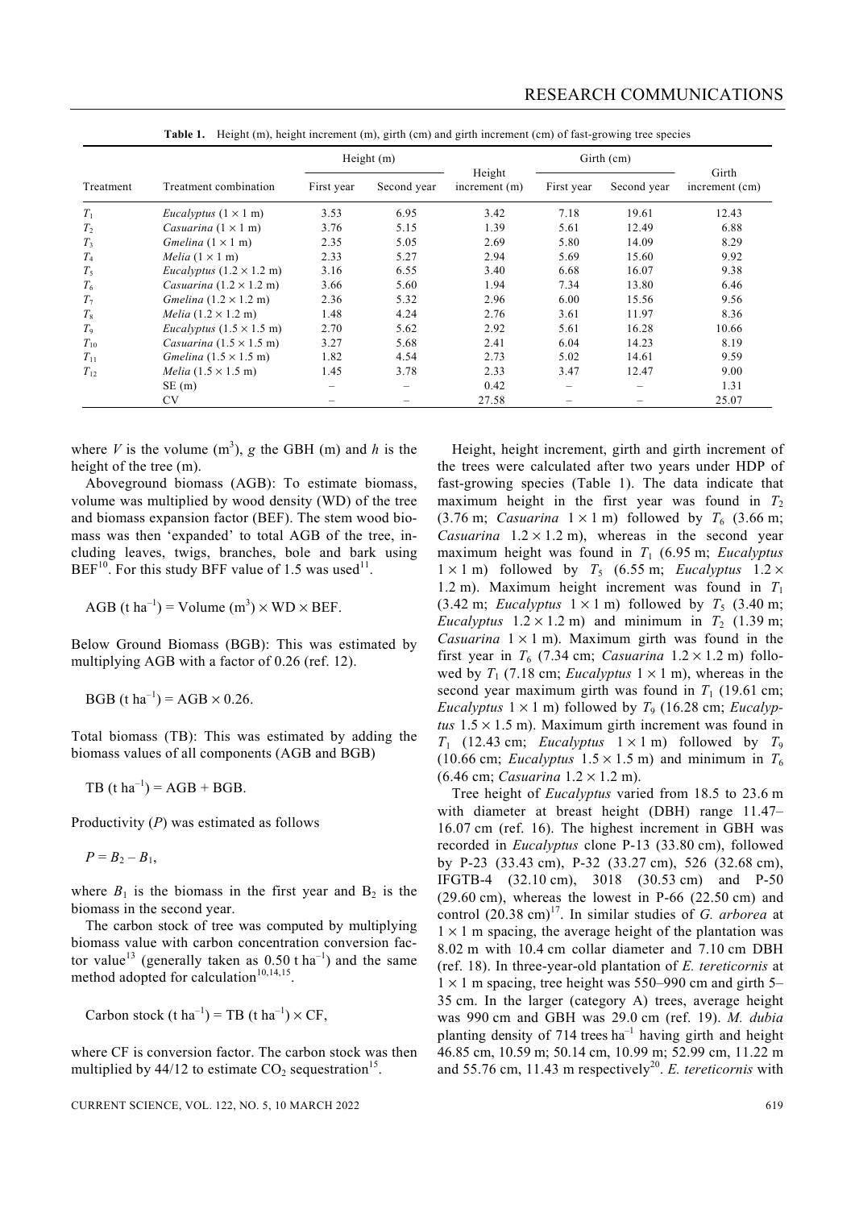**Table 1.** Height (m), height increment (m), girth (cm) and girth increment (cm) of fast-growing tree species

| Treatment | Treatment combination | Height (m) | | Height increment (m) | Girth (cm) | | Girth increment (cm) |
|---|---|---|---|---|---|---|---|
| | | First year | Second year | | First year | Second year | |
| $T_1$ | *Eucalyptus* (1 × 1 m) | 3.53 | 6.95 | 3.42 | 7.18 | 19.61 | 12.43 |
| $T_2$ | *Casuarina* (1 × 1 m) | 3.76 | 5.15 | 1.39 | 5.61 | 12.49 | 6.88 |
| $T_3$ | *Gmelina* (1 × 1 m) | 2.35 | 5.05 | 2.69 | 5.80 | 14.09 | 8.29 |
| $T_4$ | *Melia* (1 × 1 m) | 2.33 | 5.27 | 2.94 | 5.69 | 15.60 | 9.92 |
| $T_5$ | *Eucalyptus* (1.2 × 1.2 m) | 3.16 | 6.55 | 3.40 | 6.68 | 16.07 | 9.38 |
| $T_6$ | *Casuarina* (1.2 × 1.2 m) | 3.66 | 5.60 | 1.94 | 7.34 | 13.80 | 6.46 |
| $T_7$ | *Gmelina* (1.2 × 1.2 m) | 2.36 | 5.32 | 2.96 | 6.00 | 15.56 | 9.56 |
| $T_8$ | *Melia* (1.2 × 1.2 m) | 1.48 | 4.24 | 2.76 | 3.61 | 11.97 | 8.36 |
| $T_9$ | *Eucalyptus* (1.5 × 1.5 m) | 2.70 | 5.62 | 2.92 | 5.61 | 16.28 | 10.66 |
| $T_{10}$ | *Casuarina* (1.5 × 1.5 m) | 3.27 | 5.68 | 2.41 | 6.04 | 14.23 | 8.19 |
| $T_{11}$ | *Gmelina* (1.5 × 1.5 m) | 1.82 | 4.54 | 2.73 | 5.02 | 14.61 | 9.59 |
| $T_{12}$ | *Melia* (1.5 × 1.5 m) | 1.45 | 3.78 | 2.33 | 3.47 | 12.47 | 9.00 |
| | SE (m) | – | – | 0.42 | – | – | 1.31 |
| | CV | – | – | 27.58 | – | – | 25.07 |

where $V$ is the volume (m$^3$), $g$ the GBH (m) and $h$ is the height of the tree (m).

Aboveground biomass (AGB): To estimate biomass, volume was multiplied by wood density (WD) of the tree and biomass expansion factor (BEF). The stem wood biomass was then 'expanded' to total AGB of the tree, including leaves, twigs, branches, bole and bark using BEF[10]. For this study BFF value of 1.5 was used[11].

$$\text{AGB (t ha}^{-1}) = \text{Volume (m}^3) \times \text{WD} \times \text{BEF}.$$

Below Ground Biomass (BGB): This was estimated by multiplying AGB with a factor of 0.26 (ref. 12).

$$\text{BGB (t ha}^{-1}) = \text{AGB} \times 0.26.$$

Total biomass (TB): This was estimated by adding the biomass values of all components (AGB and BGB)

$$\text{TB (t ha}^{-1}) = \text{AGB} + \text{BGB}.$$

Productivity ($P$) was estimated as follows

$$P = B_2 - B_1,$$

where $B_1$ is the biomass in the first year and $B_2$ is the biomass in the second year.

The carbon stock of tree was computed by multiplying biomass value with carbon concentration conversion factor value[13] (generally taken as 0.50 t ha$^{-1}$) and the same method adopted for calculation[10,14,15].

$$\text{Carbon stock (t ha}^{-1}) = \text{TB (t ha}^{-1}) \times \text{CF},$$

where CF is conversion factor. The carbon stock was then multiplied by 44/12 to estimate $CO_2$ sequestration[15].

Height, height increment, girth and girth increment of the trees were calculated after two years under HDP of fast-growing species (Table 1). The data indicate that maximum height in the first year was found in $T_2$ (3.76 m; *Casuarina* 1 × 1 m) followed by $T_6$ (3.66 m; *Casuarina* 1.2 × 1.2 m), whereas in the second year maximum height was found in $T_1$ (6.95 m; *Eucalyptus* 1 × 1 m) followed by $T_5$ (6.55 m; *Eucalyptus* 1.2 × 1.2 m). Maximum height increment was found in $T_1$ (3.42 m; *Eucalyptus* 1 × 1 m) followed by $T_5$ (3.40 m; *Eucalyptus* 1.2 × 1.2 m) and minimum in $T_2$ (1.39 m; *Casuarina* 1 × 1 m). Maximum girth was found in the first year in $T_6$ (7.34 cm; *Casuarina* 1.2 × 1.2 m) followed by $T_1$ (7.18 cm; *Eucalyptus* 1 × 1 m), whereas in the second year maximum girth was found in $T_1$ (19.61 cm; *Eucalyptus* 1 × 1 m) followed by $T_9$ (16.28 cm; *Eucalyptus* 1.5 × 1.5 m). Maximum girth increment was found in $T_1$ (12.43 cm; *Eucalyptus* 1 × 1 m) followed by $T_9$ (10.66 cm; *Eucalyptus* 1.5 × 1.5 m) and minimum in $T_6$ (6.46 cm; *Casuarina* 1.2 × 1.2 m).

Tree height of *Eucalyptus* varied from 18.5 to 23.6 m with diameter at breast height (DBH) range 11.47–16.07 cm (ref. 16). The highest increment in GBH was recorded in *Eucalyptus* clone P-13 (33.80 cm), followed by P-23 (33.43 cm), P-32 (33.27 cm), 526 (32.68 cm), IFGTB-4 (32.10 cm), 3018 (30.53 cm) and P-50 (29.60 cm), whereas the lowest in P-66 (22.50 cm) and control (20.38 cm)[17]. In similar studies of *G. arborea* at 1 × 1 m spacing, the average height of the plantation was 8.02 m with 10.4 cm collar diameter and 7.10 cm DBH (ref. 18). In three-year-old plantation of *E. tereticornis* at 1 × 1 m spacing, tree height was 550–990 cm and girth 5–35 cm. In the larger (category A) trees, average height was 990 cm and GBH was 29.0 cm (ref. 19). *M. dubia* planting density of 714 trees ha$^{-1}$ having girth and height 46.85 cm, 10.59 m; 50.14 cm, 10.99 m; 52.99 cm, 11.22 m and 55.76 cm, 11.43 m respectively[20]. *E. tereticornis* with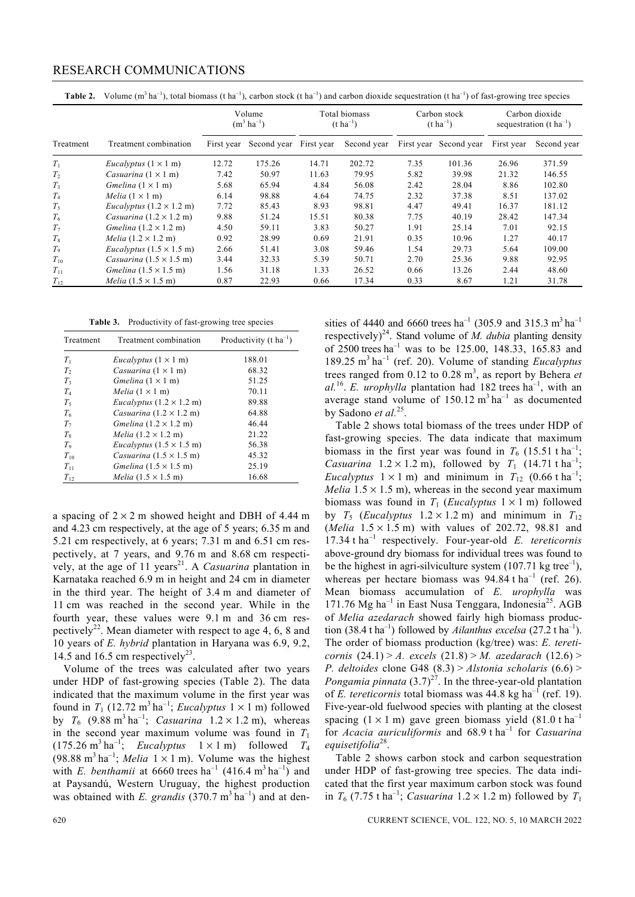**Table 2.** Volume ($m^3\ ha^{-1}$), total biomass ($t\ ha^{-1}$), carbon stock ($t\ ha^{-1}$) and carbon dioxide sequestration ($t\ ha^{-1}$) of fast-growing tree species

| Treatment | Treatment combination | Volume ($m^3\ ha^{-1}$) | | Total biomass ($t\ ha^{-1}$) | | Carbon stock ($t\ ha^{-1}$) | | Carbon dioxide sequestration ($t\ ha^{-1}$) | |
|---|---|---|---|---|---|---|---|---|---|
| | | First year | Second year | First year | Second year | First year | Second year | First year | Second year |
| $T_1$ | *Eucalyptus* (1 × 1 m) | 12.72 | 175.26 | 14.71 | 202.72 | 7.35 | 101.36 | 26.96 | 371.59 |
| $T_2$ | *Casuarina* (1 × 1 m) | 7.42 | 50.97 | 11.63 | 79.95 | 5.82 | 39.98 | 21.32 | 146.55 |
| $T_3$ | *Gmelina* (1 × 1 m) | 5.68 | 65.94 | 4.84 | 56.08 | 2.42 | 28.04 | 8.86 | 102.80 |
| $T_4$ | *Melia* (1 × 1 m) | 6.14 | 98.88 | 4.64 | 74.75 | 2.32 | 37.38 | 8.51 | 137.02 |
| $T_5$ | *Eucalyptus* (1.2 × 1.2 m) | 7.72 | 85.43 | 8.93 | 98.81 | 4.47 | 49.41 | 16.37 | 181.12 |
| $T_6$ | *Casuarina* (1.2 × 1.2 m) | 9.88 | 51.24 | 15.51 | 80.38 | 7.75 | 40.19 | 28.42 | 147.34 |
| $T_7$ | *Gmelina* (1.2 × 1.2 m) | 4.50 | 59.11 | 3.83 | 50.27 | 1.91 | 25.14 | 7.01 | 92.15 |
| $T_8$ | *Melia* (1.2 × 1.2 m) | 0.92 | 28.99 | 0.69 | 21.91 | 0.35 | 10.96 | 1.27 | 40.17 |
| $T_9$ | *Eucalyptus* (1.5 × 1.5 m) | 2.66 | 51.41 | 3.08 | 59.46 | 1.54 | 29.73 | 5.64 | 109.00 |
| $T_{10}$ | *Casuarina* (1.5 × 1.5 m) | 3.44 | 32.33 | 5.39 | 50.71 | 2.70 | 25.36 | 9.88 | 92.95 |
| $T_{11}$ | *Gmelina* (1.5 × 1.5 m) | 1.56 | 31.18 | 1.33 | 26.52 | 0.66 | 13.26 | 2.44 | 48.60 |
| $T_{12}$ | *Melia* (1.5 × 1.5 m) | 0.87 | 22.93 | 0.66 | 17.34 | 0.33 | 8.67 | 1.21 | 31.78 |

**Table 3.** Productivity of fast-growing tree species

| Treatment | Treatment combination | Productivity ($t\ ha^{-1}$) |
|---|---|---|
| $T_1$ | *Eucalyptus* (1 × 1 m) | 188.01 |
| $T_2$ | *Casuarina* (1 × 1 m) | 68.32 |
| $T_3$ | *Gmelina* (1 × 1 m) | 51.25 |
| $T_4$ | *Melia* (1 × 1 m) | 70.11 |
| $T_5$ | *Eucalyptus* (1.2 × 1.2 m) | 89.88 |
| $T_6$ | *Casuarina* (1.2 × 1.2 m) | 64.88 |
| $T_7$ | *Gmelina* (1.2 × 1.2 m) | 46.44 |
| $T_8$ | *Melia* (1.2 × 1.2 m) | 21.22 |
| $T_9$ | *Eucalyptus* (1.5 × 1.5 m) | 56.38 |
| $T_{10}$ | *Casuarina* (1.5 × 1.5 m) | 45.32 |
| $T_{11}$ | *Gmelina* (1.5 × 1.5 m) | 25.19 |
| $T_{12}$ | *Melia* (1.5 × 1.5 m) | 16.68 |

a spacing of 2 × 2 m showed height and DBH of 4.44 m and 4.23 cm respectively, at the age of 5 years; 6.35 m and 5.21 cm respectively, at 6 years; 7.31 m and 6.51 cm respectively, at 7 years, and 9.76 m and 8.68 cm respectively, at the age of 11 years[21]. A *Casuarina* plantation in Karnataka reached 6.9 m in height and 24 cm in diameter in the third year. The height of 3.4 m and diameter of 11 cm was reached in the second year. While in the fourth year, these values were 9.1 m and 36 cm respectively[22]. Mean diameter with respect to age 4, 6, 8 and 10 years of *E. hybrid* plantation in Haryana was 6.9, 9.2, 14.5 and 16.5 cm respectively[23].

Volume of the trees was calculated after two years under HDP of fast-growing species (Table 2). The data indicated that the maximum volume in the first year was found in $T_1$ (12.72 $m^3\ ha^{-1}$; *Eucalyptus* 1 × 1 m) followed by $T_6$ (9.88 $m^3\ ha^{-1}$; *Casuarina* 1.2 × 1.2 m), whereas in the second year maximum volume was found in $T_1$ (175.26 $m^3\ ha^{-1}$; *Eucalyptus* 1 × 1 m) followed $T_4$ (98.88 $m^3\ ha^{-1}$; *Melia* 1 × 1 m). Volume was the highest with *E. benthamii* at 6660 trees $ha^{-1}$ (416.4 $m^3\ ha^{-1}$) and at Paysandú, Western Uruguay, the highest production was obtained with *E. grandis* (370.7 $m^3\ ha^{-1}$) and at densities of 4440 and 6660 trees $ha^{-1}$ (305.9 and 315.3 $m^3\ ha^{-1}$ respectively)[24]. Stand volume of *M. dubia* planting density of 2500 trees $ha^{-1}$ was to be 125.00, 148.33, 165.83 and 189.25 $m^3\ ha^{-1}$ (ref. 20). Volume of standing *Eucalyptus* trees ranged from 0.12 to 0.28 $m^3$, as report by Behera *et al.*[16]. *E. urophylla* plantation had 182 trees $ha^{-1}$, with an average stand volume of 150.12 $m^3\ ha^{-1}$ as documented by Sadono *et al.*[25].

Table 2 shows total biomass of the trees under HDP of fast-growing species. The data indicate that maximum biomass in the first year was found in $T_6$ (15.51 $t\ ha^{-1}$; *Casuarina* 1.2 × 1.2 m), followed by $T_1$ (14.71 $t\ ha^{-1}$; *Eucalyptus* 1 × 1 m) and minimum in $T_{12}$ (0.66 $t\ ha^{-1}$; *Melia* 1.5 × 1.5 m), whereas in the second year maximum biomass was found in $T_1$ (*Eucalyptus* 1 × 1 m) followed by $T_5$ (*Eucalyptus* 1.2 × 1.2 m) and minimum in $T_{12}$ (*Melia* 1.5 × 1.5 m) with values of 202.72, 98.81 and 17.34 $t\ ha^{-1}$ respectively. Four-year-old *E. tereticornis* above-ground dry biomass for individual trees was found to be the highest in agri-silviculture system (107.71 kg $tree^{-1}$), whereas per hectare biomass was 94.84 $t\ ha^{-1}$ (ref. 26). Mean biomass accumulation of *E. urophylla* was 171.76 Mg $ha^{-1}$ in East Nusa Tenggara, Indonesia[25]. AGB of *Melia azedarach* showed fairly high biomass production (38.4 $t\ ha^{-1}$) followed by *Ailanthus excelsa* (27.2 $t\ ha^{-1}$). The order of biomass production (kg/tree) was: *E. tereticornis* (24.1) > *A. excels* (21.8) > *M. azedarach* (12.6) > *P. deltoides* clone G48 (8.3) > *Alstonia scholaris* (6.6) > *Pongamia pinnata* (3.7)[27]. In the three-year-old plantation of *E. tereticornis* total biomass was 44.8 kg $ha^{-1}$ (ref. 19). Five-year-old fuelwood species with planting at the closest spacing (1 × 1 m) gave green biomass yield (81.0 $t\ ha^{-1}$ for *Acacia auriculiformis* and 68.9 $t\ ha^{-1}$ for *Casuarina equisetifolia*[28].

Table 2 shows carbon stock and carbon sequestration under HDP of fast-growing tree species. The data indicated that the first year maximum carbon stock was found in $T_6$ (7.75 $t\ ha^{-1}$; *Casuarina* 1.2 × 1.2 m) followed by $T_1$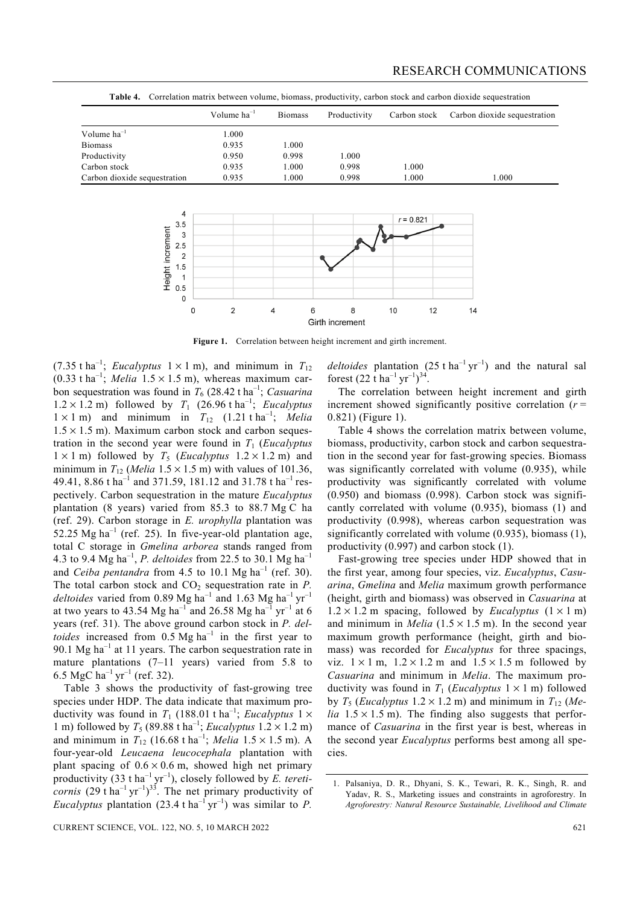**Table 4.** Correlation matrix between volume, biomass, productivity, carbon stock and carbon dioxide sequestration

| | Volume $ha^{-1}$ | Biomass | Productivity | Carbon stock | Carbon dioxide sequestration |
|---|---|---|---|---|---|
| Volume $ha^{-1}$ | 1.000 | | | | |
| Biomass | 0.935 | 1.000 | | | |
| Productivity | 0.950 | 0.998 | 1.000 | | |
| Carbon stock | 0.935 | 1.000 | 0.998 | 1.000 | |
| Carbon dioxide sequestration | 0.935 | 1.000 | 0.998 | 1.000 | 1.000 |

**Figure 1.** Correlation between height increment and girth increment.

(7.35 t $ha^{-1}$; *Eucalyptus* $1 \times 1$ m), and minimum in $T_{12}$ (0.33 t $ha^{-1}$; *Melia* $1.5 \times 1.5$ m), whereas maximum carbon sequestration was found in $T_6$ (28.42 t $ha^{-1}$; *Casuarina* $1.2 \times 1.2$ m) followed by $T_1$ (26.96 t $ha^{-1}$; *Eucalyptus* $1 \times 1$ m) and minimum in $T_{12}$ (1.21 t $ha^{-1}$; *Melia* $1.5 \times 1.5$ m). Maximum carbon stock and carbon sequestration in the second year were found in $T_1$ (*Eucalyptus* $1 \times 1$ m) followed by $T_5$ (*Eucalyptus* $1.2 \times 1.2$ m) and minimum in $T_{12}$ (*Melia* $1.5 \times 1.5$ m) with values of 101.36, 49.41, 8.86 t $ha^{-1}$ and 371.59, 181.12 and 31.78 t $ha^{-1}$ respectively. Carbon sequestration in the mature *Eucalyptus* plantation (8 years) varied from 85.3 to 88.7 Mg C ha (ref. 29). Carbon storage in *E. urophylla* plantation was 52.25 Mg $ha^{-1}$ (ref. 25). In five-year-old plantation age, total C storage in *Gmelina arborea* stands ranged from 4.3 to 9.4 Mg $ha^{-1}$, *P. deltoides* from 22.5 to 30.1 Mg $ha^{-1}$ and *Ceiba pentandra* from 4.5 to 10.1 Mg $ha^{-1}$ (ref. 30). The total carbon stock and $CO_2$ sequestration rate in *P. deltoides* varied from 0.89 Mg $ha^{-1}$ and 1.63 Mg $ha^{-1}$ $yr^{-1}$ at two years to 43.54 Mg $ha^{-1}$ and 26.58 Mg $ha^{-1}$ $yr^{-1}$ at 6 years (ref. 31). The above ground carbon stock in *P. deltoides* increased from 0.5 Mg $ha^{-1}$ in the first year to 90.1 Mg $ha^{-1}$ at 11 years. The carbon sequestration rate in mature plantations (7–11 years) varied from 5.8 to 6.5 MgC $ha^{-1}$ $yr^{-1}$ (ref. 32).

Table 3 shows the productivity of fast-growing tree species under HDP. The data indicate that maximum productivity was found in $T_1$ (188.01 t $ha^{-1}$; *Eucalyptus* $1 \times 1$ m) followed by $T_5$ (89.88 t $ha^{-1}$; *Eucalyptus* $1.2 \times 1.2$ m) and minimum in $T_{12}$ (16.68 t $ha^{-1}$; *Melia* $1.5 \times 1.5$ m). A four-year-old *Leucaena leucocephala* plantation with plant spacing of $0.6 \times 0.6$ m, showed high net primary productivity (33 t $ha^{-1}$ $yr^{-1}$), closely followed by *E. tereticornis* (29 t $ha^{-1}$ $yr^{-1}$)[33]. The net primary productivity of *Eucalyptus* plantation (23.4 t $ha^{-1}$ $yr^{-1}$) was similar to *P. deltoides* plantation (25 t $ha^{-1}$ $yr^{-1}$) and the natural sal forest (22 t $ha^{-1}$ $yr^{-1}$)[34].

The correlation between height increment and girth increment showed significantly positive correlation ($r$ = 0.821) (Figure 1).

Table 4 shows the correlation matrix between volume, biomass, productivity, carbon stock and carbon sequestration in the second year for fast-growing species. Biomass was significantly correlated with volume (0.935), while productivity was significantly correlated with volume (0.950) and biomass (0.998). Carbon stock was significantly correlated with volume (0.935), biomass (1) and productivity (0.998), whereas carbon sequestration was significantly correlated with volume (0.935), biomass (1), productivity (0.997) and carbon stock (1).

Fast-growing tree species under HDP showed that in the first year, among four species, viz. *Eucalyptus*, *Casuarina*, *Gmelina* and *Melia* maximum growth performance (height, girth and biomass) was observed in *Casuarina* at $1.2 \times 1.2$ m spacing, followed by *Eucalyptus* ($1 \times 1$ m) and minimum in *Melia* ($1.5 \times 1.5$ m). In the second year maximum growth performance (height, girth and biomass) was recorded for *Eucalyptus* for three spacings, viz. $1 \times 1$ m, $1.2 \times 1.2$ m and $1.5 \times 1.5$ m followed by *Casuarina* and minimum in *Melia*. The maximum productivity was found in $T_1$ (*Eucalyptus* $1 \times 1$ m) followed by $T_5$ (*Eucalyptus* $1.2 \times 1.2$ m) and minimum in $T_{12}$ (*Melia* $1.5 \times 1.5$ m). The finding also suggests that performance of *Casuarina* in the first year is best, whereas in the second year *Eucalyptus* performs best among all species.

1. Palsaniya, D. R., Dhyani, S. K., Tewari, R. K., Singh, R. and Yadav, R. S., Marketing issues and constraints in agroforestry. In *Agroforestry: Natural Resource Sustainable, Livelihood and Climate*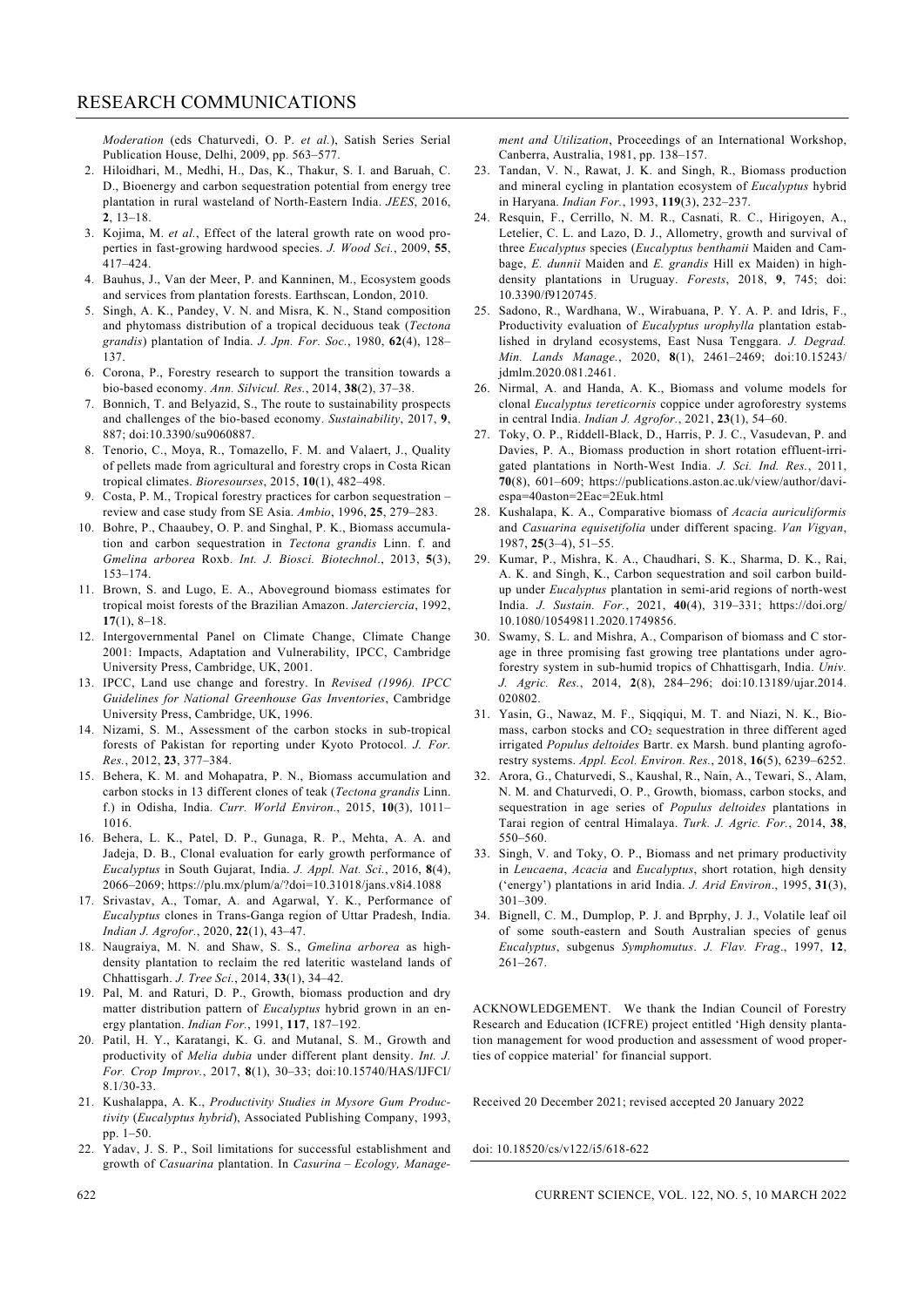*Moderation* (eds Chaturvedi, O. P. *et al.*), Satish Series Serial Publication House, Delhi, 2009, pp. 563–577.

2. Hiloidhari, M., Medhi, H., Das, K., Thakur, S. I. and Baruah, C. D., Bioenergy and carbon sequestration potential from energy tree plantation in rural wasteland of North-Eastern India. *JEES*, 2016, **2**, 13–18.
3. Kojima, M. *et al.*, Effect of the lateral growth rate on wood properties in fast-growing hardwood species. *J. Wood Sci.*, 2009, **55**, 417–424.
4. Bauhus, J., Van der Meer, P. and Kanninen, M., Ecosystem goods and services from plantation forests. Earthscan, London, 2010.
5. Singh, A. K., Pandey, V. N. and Misra, K. N., Stand composition and phytomass distribution of a tropical deciduous teak (*Tectona grandis*) plantation of India. *J. Jpn. For. Soc.*, 1980, **62**(4), 128–137.
6. Corona, P., Forestry research to support the transition towards a bio-based economy. *Ann. Silvicul. Res.*, 2014, **38**(2), 37–38.
7. Bonnich, T. and Belyazid, S., The route to sustainability prospects and challenges of the bio-based economy. *Sustainability*, 2017, **9**, 887; doi:10.3390/su9060887.
8. Tenorio, C., Moya, R., Tomazello, F. M. and Valaert, J., Quality of pellets made from agricultural and forestry crops in Costa Rican tropical climates. *Bioresourses*, 2015, **10**(1), 482–498.
9. Costa, P. M., Tropical forestry practices for carbon sequestration – review and case study from SE Asia. *Ambio*, 1996, **25**, 279–283.
10. Bohre, P., Chaaubey, O. P. and Singhal, P. K., Biomass accumulation and carbon sequestration in *Tectona grandis* Linn. f. and *Gmelina arborea* Roxb. *Int. J. Biosci. Biotechnol*., 2013, **5**(3), 153–174.
11. Brown, S. and Lugo, E. A., Aboveground biomass estimates for tropical moist forests of the Brazilian Amazon. *Jaterciercia*, 1992, **17**(1), 8–18.
12. Intergovernmental Panel on Climate Change, Climate Change 2001: Impacts, Adaptation and Vulnerability, IPCC, Cambridge University Press, Cambridge, UK, 2001.
13. IPCC, Land use change and forestry. In *Revised (1996). IPCC Guidelines for National Greenhouse Gas Inventories*, Cambridge University Press, Cambridge, UK, 1996.
14. Nizami, S. M., Assessment of the carbon stocks in sub-tropical forests of Pakistan for reporting under Kyoto Protocol. *J. For. Res.*, 2012, **23**, 377–384.
15. Behera, K. M. and Mohapatra, P. N., Biomass accumulation and carbon stocks in 13 different clones of teak (*Tectona grandis* Linn. f.) in Odisha, India. *Curr. World Environ.*, 2015, **10**(3), 1011–1016.
16. Behera, L. K., Patel, D. P., Gunaga, R. P., Mehta, A. A. and Jadeja, D. B., Clonal evaluation for early growth performance of *Eucalyptus* in South Gujarat, India. *J. Appl. Nat. Sci.*, 2016, **8**(4), 2066–2069; https://plu.mx/plum/a/?doi=10.31018/jans.v8i4.1088
17. Srivastav, A., Tomar, A. and Agarwal, Y. K., Performance of *Eucalyptus* clones in Trans-Ganga region of Uttar Pradesh, India. *Indian J. Agrofor.*, 2020, **22**(1), 43–47.
18. Naugraiya, M. N. and Shaw, S. S., *Gmelina arborea* as high-density plantation to reclaim the red lateritic wasteland lands of Chhattisgarh. *J. Tree Sci.*, 2014, **33**(1), 34–42.
19. Pal, M. and Raturi, D. P., Growth, biomass production and dry matter distribution pattern of *Eucalyptus* hybrid grown in an energy plantation. *Indian For.*, 1991, **117**, 187–192.
20. Patil, H. Y., Karatangi, K. G. and Mutanal, S. M., Growth and productivity of *Melia dubia* under different plant density. *Int. J. For. Crop Improv.*, 2017, **8**(1), 30–33; doi:10.15740/HAS/IJFCI/8.1/30-33.
21. Kushalappa, A. K., *Productivity Studies in Mysore Gum Productivity* (*Eucalyptus hybrid*), Associated Publishing Company, 1993, pp. 1–50.
22. Yadav, J. S. P., Soil limitations for successful establishment and growth of *Casuarina* plantation. In *Casurina – Ecology, Management and Utilization*, Proceedings of an International Workshop, Canberra, Australia, 1981, pp. 138–157.
23. Tandan, V. N., Rawat, J. K. and Singh, R., Biomass production and mineral cycling in plantation ecosystem of *Eucalyptus* hybrid in Haryana. *Indian For.*, 1993, **119**(3), 232–237.
24. Resquin, F., Cerrillo, N. M. R., Casnati, R. C., Hirigoyen, A., Letelier, C. L. and Lazo, D. J., Allometry, growth and survival of three *Eucalyptus* species (*Eucalyptus benthamii* Maiden and Cambage, *E. dunnii* Maiden and *E. grandis* Hill ex Maiden) in high-density plantations in Uruguay. *Forests*, 2018, **9**, 745; doi: 10.3390/f9120745.
25. Sadono, R., Wardhana, W., Wirabuana, P. Y. A. P. and Idris, F., Productivity evaluation of *Eucalyptus urophylla* plantation established in dryland ecosystems, East Nusa Tenggara. *J. Degrad. Min. Lands Manage.*, 2020, **8**(1), 2461–2469; doi:10.15243/jdmlm.2020.081.2461.
26. Nirmal, A. and Handa, A. K., Biomass and volume models for clonal *Eucalyptus tereticornis* coppice under agroforestry systems in central India. *Indian J. Agrofor.*, 2021, **23**(1), 54–60.
27. Toky, O. P., Riddell-Black, D., Harris, P. J. C., Vasudevan, P. and Davies, P. A., Biomass production in short rotation effluent-irrigated plantations in North-West India. *J. Sci. Ind. Res.*, 2011, **70**(8), 601–609; https://publications.aston.ac.uk/view/author/davi-espa=40aston=2Eac=2Euk.html
28. Kushalapa, K. A., Comparative biomass of *Acacia auriculiformis* and *Casuarina equisetifolia* under different spacing. *Van Vigyan*, 1987, **25**(3–4), 51–55.
29. Kumar, P., Mishra, K. A., Chaudhari, S. K., Sharma, D. K., Rai, A. K. and Singh, K., Carbon sequestration and soil carbon build-up under *Eucalyptus* plantation in semi-arid regions of north-west India. *J. Sustain. For.*, 2021, **40**(4), 319–331; https://doi.org/10.1080/10549811.2020.1749856.
30. Swamy, S. L. and Mishra, A., Comparison of biomass and C storage in three promising fast growing tree plantations under agroforestry system in sub-humid tropics of Chhattisgarh, India. *Univ. J. Agric. Res.*, 2014, **2**(8), 284–296; doi:10.13189/ujar.2014.020802.
31. Yasin, G., Nawaz, M. F., Siqqiqui, M. T. and Niazi, N. K., Biomass, carbon stocks and $CO_2$ sequestration in three different aged irrigated *Populus deltoides* Bartr. ex Marsh. bund planting agroforestry systems. *Appl. Ecol. Environ. Res.*, 2018, **16**(5), 6239–6252.
32. Arora, G., Chaturvedi, S., Kaushal, R., Nain, A., Tewari, S., Alam, N. M. and Chaturvedi, O. P., Growth, biomass, carbon stocks, and sequestration in age series of *Populus deltoides* plantations in Tarai region of central Himalaya. *Turk. J. Agric. For.*, 2014, **38**, 550–560.
33. Singh, V. and Toky, O. P., Biomass and net primary productivity in *Leucaena*, *Acacia* and *Eucalyptus*, short rotation, high density ('energy') plantations in arid India. *J. Arid Environ*., 1995, **31**(3), 301–309.
34. Bignell, C. M., Dumplop, P. J. and Bprphy, J. J., Volatile leaf oil of some south-eastern and South Australian species of genus *Eucalyptus*, subgenus *Symphomutus*. *J. Flav. Frag*., 1997, **12**, 261–267.

ACKNOWLEDGEMENT. We thank the Indian Council of Forestry Research and Education (ICFRE) project entitled 'High density plantation management for wood production and assessment of wood properties of coppice material' for financial support.

Received 20 December 2021; revised accepted 20 January 2022

doi: 10.18520/cs/v122/i5/618-622